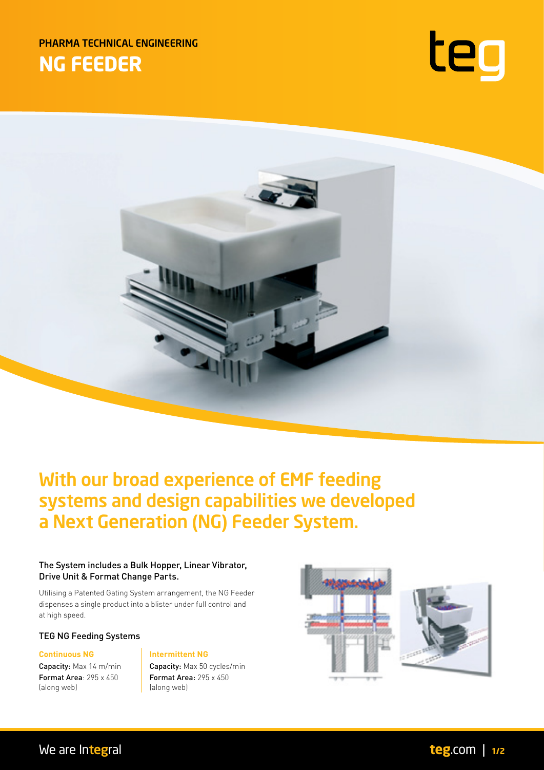PHARMA TECHNICAL ENGINEERING

# NG FEEDER

## With our broad experience of EMF feeding systems and design capabilities we developed a Next Generation (NG) Feeder System.

### The System includes a Bulk Hopper, Linear Vibrator, Drive Unit & Format Change Parts.

Utilising a Patented Gating System arrangement, the NG Feeder dispenses a single product into a blister under full control and at high speed.

### TEG NG Feeding Systems

**Continuous NG**

**Capacity:** Max 14 m/min
**Format Area**: 295 x 450 (along web)

**Intermittent NG**

**Capacity:** Max 50 cycles/min
**Format Area:** 295 x 450 (along web)

We are Integral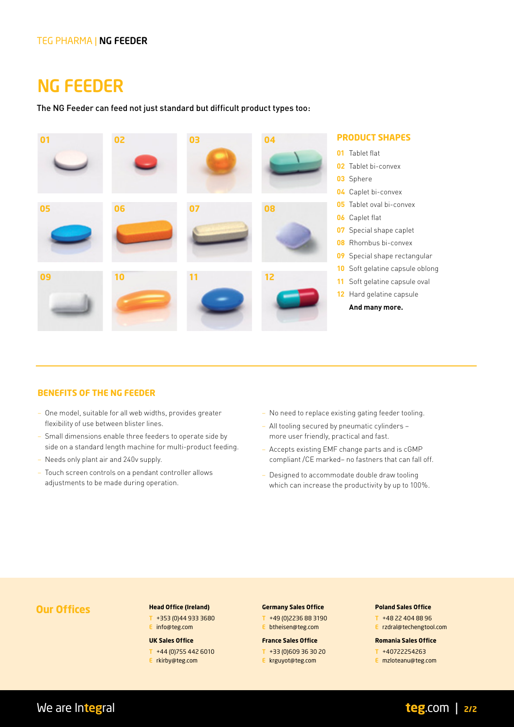# NG FEEDER

The NG Feeder can feed not just standard but difficult product types too:

01 02 03 04

05 06 07 08

09 10 11 12

## PRODUCT SHAPES

**01** Tablet flat
**02** Tablet bi-convex
**03** Sphere
**04** Caplet bi-convex
**05** Tablet oval bi-convex
**06** Caplet flat
**07** Special shape caplet
**08** Rhombus bi-convex
**09** Special shape rectangular
**10** Soft gelatine capsule oblong
**11** Soft gelatine capsule oval
**12** Hard gelatine capsule
**And many more.**

## BENEFITS OF THE NG FEEDER

- One model, suitable for all web widths, provides greater flexibility of use between blister lines.
- Small dimensions enable three feeders to operate side by side on a standard length machine for multi-product feeding.
- Needs only plant air and 240v supply.
- Touch screen controls on a pendant controller allows adjustments to be made during operation.
- No need to replace existing gating feeder tooling.
- All tooling secured by pneumatic cylinders – more user friendly, practical and fast.
- Accepts existing EMF change parts and is cGMP compliant /CE marked– no fastners that can fall off.
- Designed to accommodate double draw tooling which can increase the productivity by up to 100%.

## Our Offices

**Head Office (Ireland)**
T +353 (0)44 933 3680
E info@teg.com

**UK Sales Office**
T +44 (0)755 442 6010
E rkirby@teg.com

**Germany Sales Office**
T +49 (0)2236 88 3190
E btheisen@teg.com

**France Sales Office**
T +33 (0)609 36 30 20
E krguyot@teg.com

**Poland Sales Office**
T +48 22 404 88 96
E rzdral@techengtool.com

**Romania Sales Office**
T +40722254263
E mzloteanu@teg.com

We are Integral

teg.com